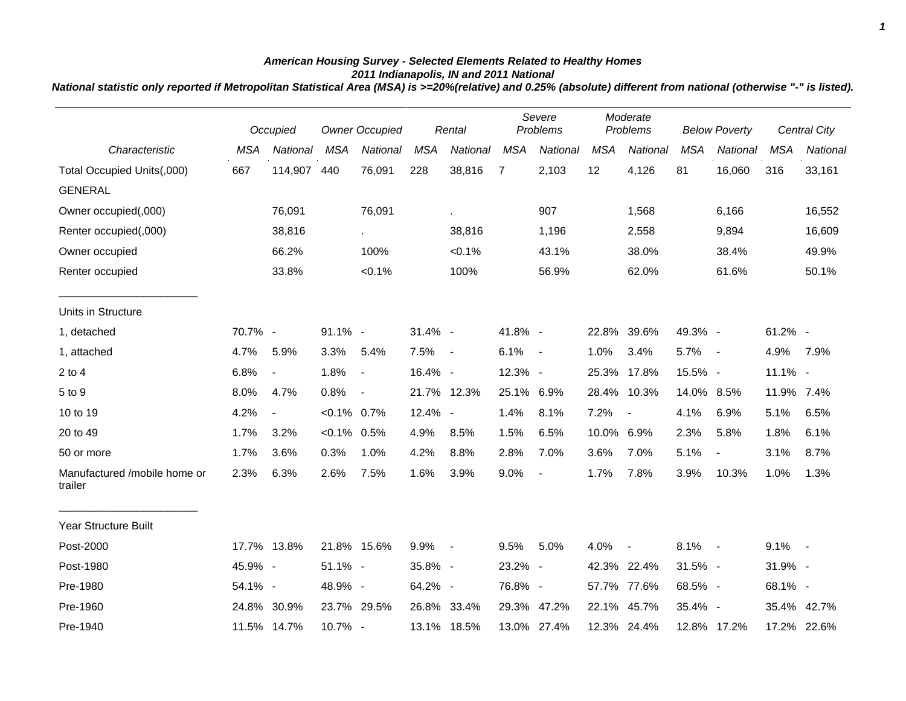# American Housing Survey - Selected Elements Related to Healthy Homes
## 2011 Indianapolis, IN and 2011 National

***National statistic only reported if Metropolitan Statistical Area (MSA) is >=20%(relative) and 0.25% (absolute) different from national (otherwise "-" is listed).***

| | Occupied | | Owner Occupied | | Rental | | Severe Problems | | Moderate Problems | | Below Poverty | | Central City | |
|---|---|---|---|---|---|---|---|---|---|---|---|---|---|---|
| *Characteristic* | *MSA* | *National* | *MSA* | *National* | *MSA* | *National* | *MSA* | *National* | *MSA* | *National* | *MSA* | *National* | *MSA* | *National* |
| Total Occupied Units(,000) | 667 | 114,907 | 440 | 76,091 | 228 | 38,816 | 7 | 2,103 | 12 | 4,126 | 81 | 16,060 | 316 | 33,161 |
| GENERAL | | | | | | | | | | | | | | |
| Owner occupied(,000) | | 76,091 | | 76,091 | | . | | 907 | | 1,568 | | 6,166 | | 16,552 |
| Renter occupied(,000) | | 38,816 | | . | | 38,816 | | 1,196 | | 2,558 | | 9,894 | | 16,609 |
| Owner occupied | | 66.2% | | 100% | | <0.1% | | 43.1% | | 38.0% | | 38.4% | | 49.9% |
| Renter occupied | | 33.8% | | <0.1% | | 100% | | 56.9% | | 62.0% | | 61.6% | | 50.1% |
| Units in Structure | | | | | | | | | | | | | | |
| 1, detached | 70.7% | - | 91.1% | - | 31.4% | - | 41.8% | - | 22.8% | 39.6% | 49.3% | - | 61.2% | - |
| 1, attached | 4.7% | 5.9% | 3.3% | 5.4% | 7.5% | - | 6.1% | - | 1.0% | 3.4% | 5.7% | - | 4.9% | 7.9% |
| 2 to 4 | 6.8% | - | 1.8% | - | 16.4% | - | 12.3% | - | 25.3% | 17.8% | 15.5% | - | 11.1% | - |
| 5 to 9 | 8.0% | 4.7% | 0.8% | - | 21.7% | 12.3% | 25.1% | 6.9% | 28.4% | 10.3% | 14.0% | 8.5% | 11.9% | 7.4% |
| 10 to 19 | 4.2% | - | <0.1% | 0.7% | 12.4% | - | 1.4% | 8.1% | 7.2% | - | 4.1% | 6.9% | 5.1% | 6.5% |
| 20 to 49 | 1.7% | 3.2% | <0.1% | 0.5% | 4.9% | 8.5% | 1.5% | 6.5% | 10.0% | 6.9% | 2.3% | 5.8% | 1.8% | 6.1% |
| 50 or more | 1.7% | 3.6% | 0.3% | 1.0% | 4.2% | 8.8% | 2.8% | 7.0% | 3.6% | 7.0% | 5.1% | - | 3.1% | 8.7% |
| Manufactured /mobile home or trailer | 2.3% | 6.3% | 2.6% | 7.5% | 1.6% | 3.9% | 9.0% | - | 1.7% | 7.8% | 3.9% | 10.3% | 1.0% | 1.3% |
| Year Structure Built | | | | | | | | | | | | | | |
| Post-2000 | 17.7% | 13.8% | 21.8% | 15.6% | 9.9% | - | 9.5% | 5.0% | 4.0% | - | 8.1% | - | 9.1% | - |
| Post-1980 | 45.9% | - | 51.1% | - | 35.8% | - | 23.2% | - | 42.3% | 22.4% | 31.5% | - | 31.9% | - |
| Pre-1980 | 54.1% | - | 48.9% | - | 64.2% | - | 76.8% | - | 57.7% | 77.6% | 68.5% | - | 68.1% | - |
| Pre-1960 | 24.8% | 30.9% | 23.7% | 29.5% | 26.8% | 33.4% | 29.3% | 47.2% | 22.1% | 45.7% | 35.4% | - | 35.4% | 42.7% |
| Pre-1940 | 11.5% | 14.7% | 10.7% | - | 13.1% | 18.5% | 13.0% | 27.4% | 12.3% | 24.4% | 12.8% | 17.2% | 17.2% | 22.6% |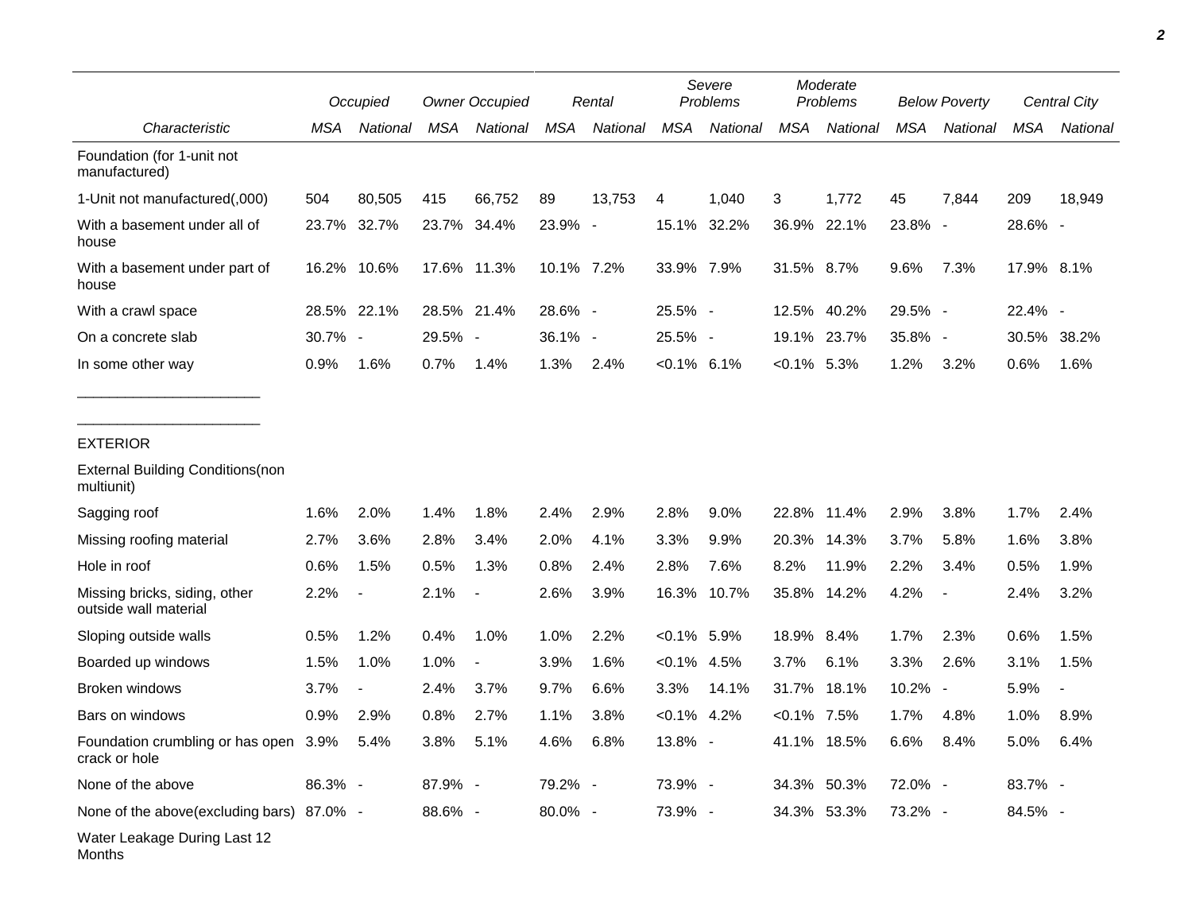| Characteristic | Occupied | | Owner Occupied | | Rental | | Severe Problems | | Moderate Problems | | Below Poverty | | Central City | |
|---|---|---|---|---|---|---|---|---|---|---|---|---|---|---|
| | MSA | National | MSA | National | MSA | National | MSA | National | MSA | National | MSA | National | MSA | National |
| Foundation (for 1-unit not manufactured) | | | | | | | | | | | | | | |
| 1-Unit not manufactured(,000) | 504 | 80,505 | 415 | 66,752 | 89 | 13,753 | 4 | 1,040 | 3 | 1,772 | 45 | 7,844 | 209 | 18,949 |
| With a basement under all of house | 23.7% | 32.7% | 23.7% | 34.4% | 23.9% | - | 15.1% | 32.2% | 36.9% | 22.1% | 23.8% | - | 28.6% | - |
| With a basement under part of house | 16.2% | 10.6% | 17.6% | 11.3% | 10.1% | 7.2% | 33.9% | 7.9% | 31.5% | 8.7% | 9.6% | 7.3% | 17.9% | 8.1% |
| With a crawl space | 28.5% | 22.1% | 28.5% | 21.4% | 28.6% | - | 25.5% | - | 12.5% | 40.2% | 29.5% | - | 22.4% | - |
| On a concrete slab | 30.7% | - | 29.5% | - | 36.1% | - | 25.5% | - | 19.1% | 23.7% | 35.8% | - | 30.5% | 38.2% |
| In some other way | 0.9% | 1.6% | 0.7% | 1.4% | 1.3% | 2.4% | <0.1% | 6.1% | <0.1% | 5.3% | 1.2% | 3.2% | 0.6% | 1.6% |

______________________

______________________

EXTERIOR

| Characteristic | MSA | National | MSA | National | MSA | National | MSA | National | MSA | National | MSA | National | MSA | National |
|---|---|---|---|---|---|---|---|---|---|---|---|---|---|---|
| External Building Conditions(non multiunit) | | | | | | | | | | | | | | |
| Sagging roof | 1.6% | 2.0% | 1.4% | 1.8% | 2.4% | 2.9% | 2.8% | 9.0% | 22.8% | 11.4% | 2.9% | 3.8% | 1.7% | 2.4% |
| Missing roofing material | 2.7% | 3.6% | 2.8% | 3.4% | 2.0% | 4.1% | 3.3% | 9.9% | 20.3% | 14.3% | 3.7% | 5.8% | 1.6% | 3.8% |
| Hole in roof | 0.6% | 1.5% | 0.5% | 1.3% | 0.8% | 2.4% | 2.8% | 7.6% | 8.2% | 11.9% | 2.2% | 3.4% | 0.5% | 1.9% |
| Missing bricks, siding, other outside wall material | 2.2% | - | 2.1% | - | 2.6% | 3.9% | 16.3% | 10.7% | 35.8% | 14.2% | 4.2% | - | 2.4% | 3.2% |
| Sloping outside walls | 0.5% | 1.2% | 0.4% | 1.0% | 1.0% | 2.2% | <0.1% | 5.9% | 18.9% | 8.4% | 1.7% | 2.3% | 0.6% | 1.5% |
| Boarded up windows | 1.5% | 1.0% | 1.0% | - | 3.9% | 1.6% | <0.1% | 4.5% | 3.7% | 6.1% | 3.3% | 2.6% | 3.1% | 1.5% |
| Broken windows | 3.7% | - | 2.4% | 3.7% | 9.7% | 6.6% | 3.3% | 14.1% | 31.7% | 18.1% | 10.2% | - | 5.9% | - |
| Bars on windows | 0.9% | 2.9% | 0.8% | 2.7% | 1.1% | 3.8% | <0.1% | 4.2% | <0.1% | 7.5% | 1.7% | 4.8% | 1.0% | 8.9% |
| Foundation crumbling or has open crack or hole | 3.9% | 5.4% | 3.8% | 5.1% | 4.6% | 6.8% | 13.8% | - | 41.1% | 18.5% | 6.6% | 8.4% | 5.0% | 6.4% |
| None of the above | 86.3% | - | 87.9% | - | 79.2% | - | 73.9% | - | 34.3% | 50.3% | 72.0% | - | 83.7% | - |
| None of the above(excluding bars) | 87.0% | - | 88.6% | - | 80.0% | - | 73.9% | - | 34.3% | 53.3% | 73.2% | - | 84.5% | - |
| Water Leakage During Last 12 Months | | | | | | | | | | | | | | |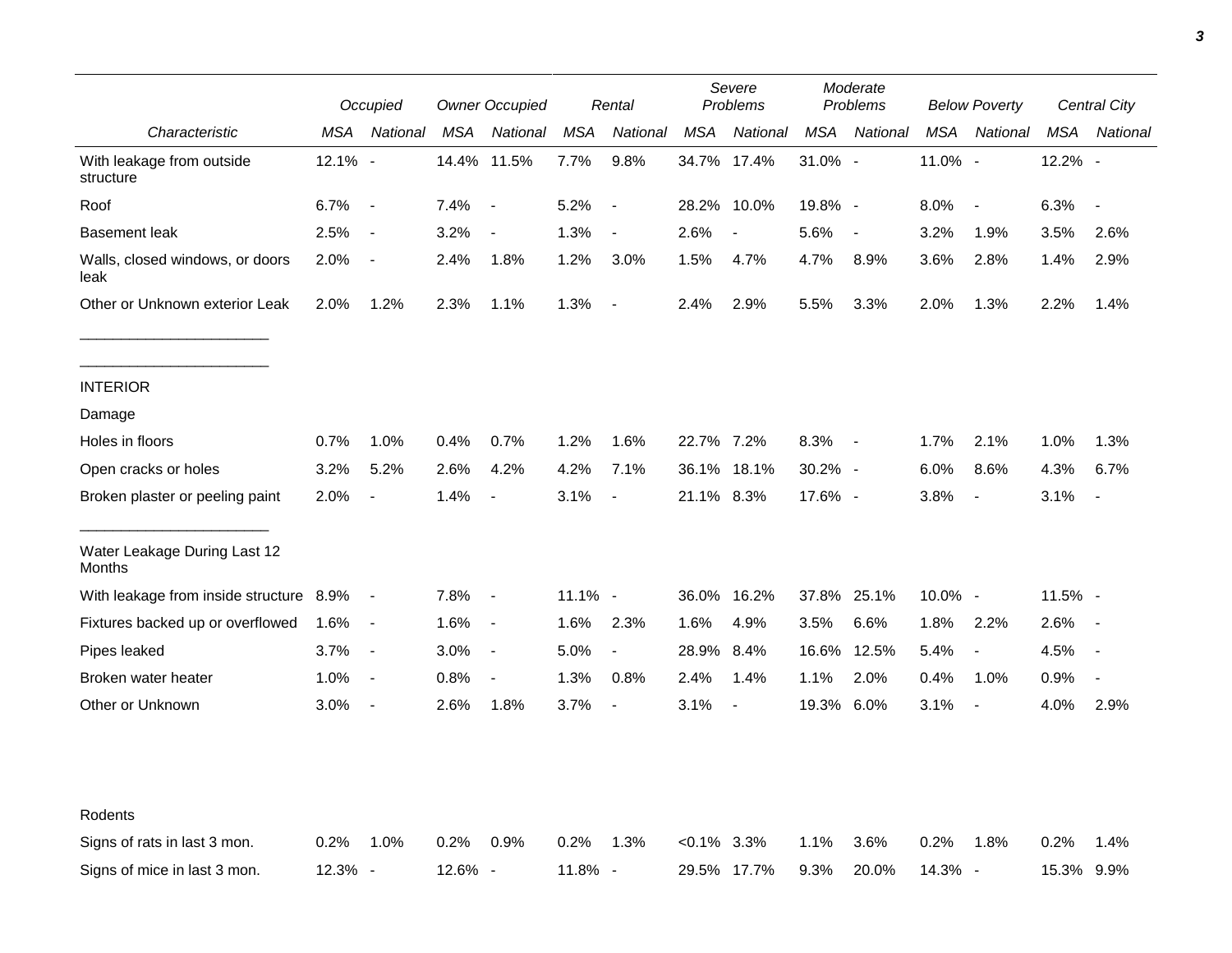| Characteristic | Occupied | | Owner Occupied | | Rental | | Severe Problems | | Moderate Problems | | Below Poverty | | Central City | |
|---|---|---|---|---|---|---|---|---|---|---|---|---|---|---|
| | MSA | National | MSA | National | MSA | National | MSA | National | MSA | National | MSA | National | MSA | National |
| With leakage from outside structure | 12.1% | - | 14.4% | 11.5% | 7.7% | 9.8% | 34.7% | 17.4% | 31.0% | - | 11.0% | - | 12.2% | - |
| Roof | 6.7% | - | 7.4% | - | 5.2% | - | 28.2% | 10.0% | 19.8% | - | 8.0% | - | 6.3% | - |
| Basement leak | 2.5% | - | 3.2% | - | 1.3% | - | 2.6% | - | 5.6% | - | 3.2% | 1.9% | 3.5% | 2.6% |
| Walls, closed windows, or doors leak | 2.0% | - | 2.4% | 1.8% | 1.2% | 3.0% | 1.5% | 4.7% | 4.7% | 8.9% | 3.6% | 2.8% | 1.4% | 2.9% |
| Other or Unknown exterior Leak | 2.0% | 1.2% | 2.3% | 1.1% | 1.3% | - | 2.4% | 2.9% | 5.5% | 3.3% | 2.0% | 1.3% | 2.2% | 1.4% |
| INTERIOR | | | | | | | | | | | | | | |
| Damage | | | | | | | | | | | | | | |
| Holes in floors | 0.7% | 1.0% | 0.4% | 0.7% | 1.2% | 1.6% | 22.7% | 7.2% | 8.3% | - | 1.7% | 2.1% | 1.0% | 1.3% |
| Open cracks or holes | 3.2% | 5.2% | 2.6% | 4.2% | 4.2% | 7.1% | 36.1% | 18.1% | 30.2% | - | 6.0% | 8.6% | 4.3% | 6.7% |
| Broken plaster or peeling paint | 2.0% | - | 1.4% | - | 3.1% | - | 21.1% | 8.3% | 17.6% | - | 3.8% | - | 3.1% | - |
| Water Leakage During Last 12 Months | | | | | | | | | | | | | | |
| With leakage from inside structure | 8.9% | - | 7.8% | - | 11.1% | - | 36.0% | 16.2% | 37.8% | 25.1% | 10.0% | - | 11.5% | - |
| Fixtures backed up or overflowed | 1.6% | - | 1.6% | - | 1.6% | 2.3% | 1.6% | 4.9% | 3.5% | 6.6% | 1.8% | 2.2% | 2.6% | - |
| Pipes leaked | 3.7% | - | 3.0% | - | 5.0% | - | 28.9% | 8.4% | 16.6% | 12.5% | 5.4% | - | 4.5% | - |
| Broken water heater | 1.0% | - | 0.8% | - | 1.3% | 0.8% | 2.4% | 1.4% | 1.1% | 2.0% | 0.4% | 1.0% | 0.9% | - |
| Other or Unknown | 3.0% | - | 2.6% | 1.8% | 3.7% | - | 3.1% | - | 19.3% | 6.0% | 3.1% | - | 4.0% | 2.9% |
| Rodents | | | | | | | | | | | | | | |
| Signs of rats in last 3 mon. | 0.2% | 1.0% | 0.2% | 0.9% | 0.2% | 1.3% | <0.1% | 3.3% | 1.1% | 3.6% | 0.2% | 1.8% | 0.2% | 1.4% |
| Signs of mice in last 3 mon. | 12.3% | - | 12.6% | - | 11.8% | - | 29.5% | 17.7% | 9.3% | 20.0% | 14.3% | - | 15.3% | 9.9% |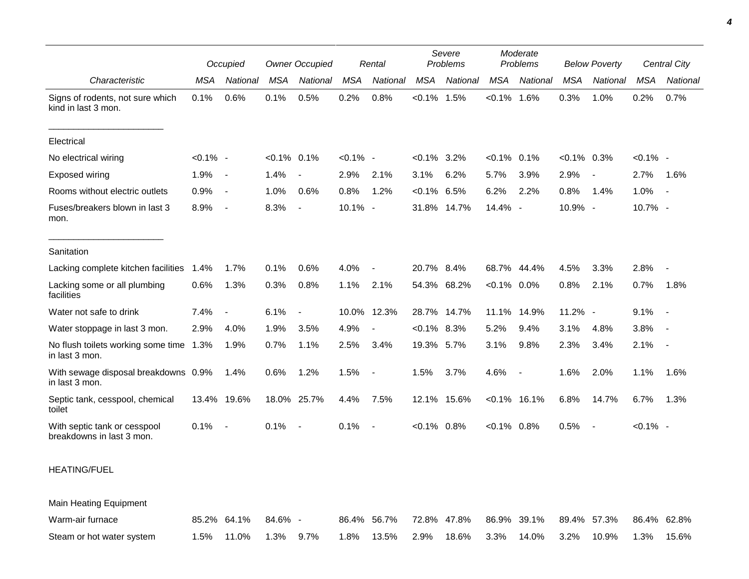| Characteristic | Occupied | | Owner Occupied | | Rental | | Severe Problems | | Moderate Problems | | Below Poverty | | Central City | |
|---|---|---|---|---|---|---|---|---|---|---|---|---|---|---|
| | MSA | National | MSA | National | MSA | National | MSA | National | MSA | National | MSA | National | MSA | National |
| Signs of rodents, not sure which kind in last 3 mon. | 0.1% | 0.6% | 0.1% | 0.5% | 0.2% | 0.8% | <0.1% | 1.5% | <0.1% | 1.6% | 0.3% | 1.0% | 0.2% | 0.7% |
| Electrical | | | | | | | | | | | | | | |
| No electrical wiring | <0.1% | - | <0.1% | 0.1% | <0.1% | - | <0.1% | 3.2% | <0.1% | 0.1% | <0.1% | 0.3% | <0.1% | - |
| Exposed wiring | 1.9% | - | 1.4% | - | 2.9% | 2.1% | 3.1% | 6.2% | 5.7% | 3.9% | 2.9% | - | 2.7% | 1.6% |
| Rooms without electric outlets | 0.9% | - | 1.0% | 0.6% | 0.8% | 1.2% | <0.1% | 6.5% | 6.2% | 2.2% | 0.8% | 1.4% | 1.0% | - |
| Fuses/breakers blown in last 3 mon. | 8.9% | - | 8.3% | - | 10.1% | - | 31.8% | 14.7% | 14.4% | - | 10.9% | - | 10.7% | - |
| Sanitation | | | | | | | | | | | | | | |
| Lacking complete kitchen facilities | 1.4% | 1.7% | 0.1% | 0.6% | 4.0% | - | 20.7% | 8.4% | 68.7% | 44.4% | 4.5% | 3.3% | 2.8% | - |
| Lacking some or all plumbing facilities | 0.6% | 1.3% | 0.3% | 0.8% | 1.1% | 2.1% | 54.3% | 68.2% | <0.1% | 0.0% | 0.8% | 2.1% | 0.7% | 1.8% |
| Water not safe to drink | 7.4% | - | 6.1% | - | 10.0% | 12.3% | 28.7% | 14.7% | 11.1% | 14.9% | 11.2% | - | 9.1% | - |
| Water stoppage in last 3 mon. | 2.9% | 4.0% | 1.9% | 3.5% | 4.9% | - | <0.1% | 8.3% | 5.2% | 9.4% | 3.1% | 4.8% | 3.8% | - |
| No flush toilets working some time in last 3 mon. | 1.3% | 1.9% | 0.7% | 1.1% | 2.5% | 3.4% | 19.3% | 5.7% | 3.1% | 9.8% | 2.3% | 3.4% | 2.1% | - |
| With sewage disposal breakdowns in last 3 mon. | 0.9% | 1.4% | 0.6% | 1.2% | 1.5% | - | 1.5% | 3.7% | 4.6% | - | 1.6% | 2.0% | 1.1% | 1.6% |
| Septic tank, cesspool, chemical toilet | 13.4% | 19.6% | 18.0% | 25.7% | 4.4% | 7.5% | 12.1% | 15.6% | <0.1% | 16.1% | 6.8% | 14.7% | 6.7% | 1.3% |
| With septic tank or cesspool breakdowns in last 3 mon. | 0.1% | - | 0.1% | - | 0.1% | - | <0.1% | 0.8% | <0.1% | 0.8% | 0.5% | - | <0.1% | - |
| HEATING/FUEL | | | | | | | | | | | | | | |
| Main Heating Equipment | | | | | | | | | | | | | | |
| Warm-air furnace | 85.2% | 64.1% | 84.6% | - | 86.4% | 56.7% | 72.8% | 47.8% | 86.9% | 39.1% | 89.4% | 57.3% | 86.4% | 62.8% |
| Steam or hot water system | 1.5% | 11.0% | 1.3% | 9.7% | 1.8% | 13.5% | 2.9% | 18.6% | 3.3% | 14.0% | 3.2% | 10.9% | 1.3% | 15.6% |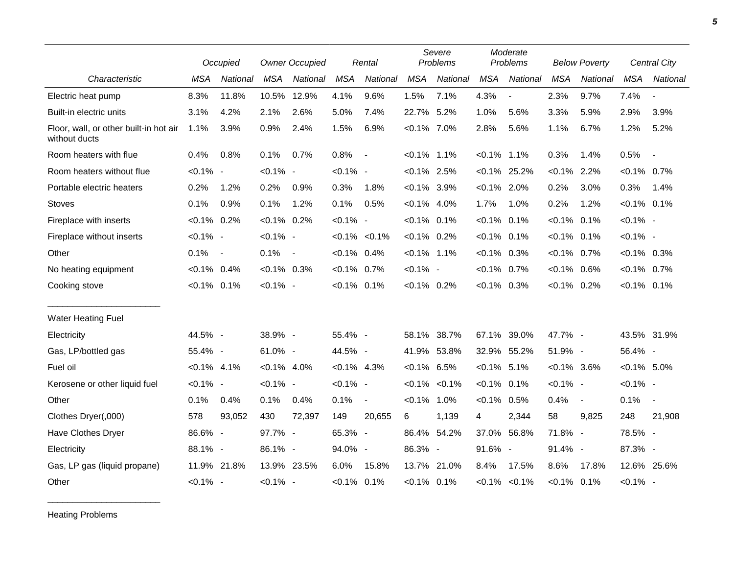| Characteristic | Occupied | | Owner Occupied | | Rental | | Severe Problems | | Moderate Problems | | Below Poverty | | Central City | |
|---|---|---|---|---|---|---|---|---|---|---|---|---|---|---|
| | MSA | National | MSA | National | MSA | National | MSA | National | MSA | National | MSA | National | MSA | National |
| Electric heat pump | 8.3% | 11.8% | 10.5% | 12.9% | 4.1% | 9.6% | 1.5% | 7.1% | 4.3% | - | 2.3% | 9.7% | 7.4% | - |
| Built-in electric units | 3.1% | 4.2% | 2.1% | 2.6% | 5.0% | 7.4% | 22.7% | 5.2% | 1.0% | 5.6% | 3.3% | 5.9% | 2.9% | 3.9% |
| Floor, wall, or other built-in hot air without ducts | 1.1% | 3.9% | 0.9% | 2.4% | 1.5% | 6.9% | <0.1% | 7.0% | 2.8% | 5.6% | 1.1% | 6.7% | 1.2% | 5.2% |
| Room heaters with flue | 0.4% | 0.8% | 0.1% | 0.7% | 0.8% | - | <0.1% | 1.1% | <0.1% | 1.1% | 0.3% | 1.4% | 0.5% | - |
| Room heaters without flue | <0.1% | - | <0.1% | - | <0.1% | - | <0.1% | 2.5% | <0.1% | 25.2% | <0.1% | 2.2% | <0.1% | 0.7% |
| Portable electric heaters | 0.2% | 1.2% | 0.2% | 0.9% | 0.3% | 1.8% | <0.1% | 3.9% | <0.1% | 2.0% | 0.2% | 3.0% | 0.3% | 1.4% |
| Stoves | 0.1% | 0.9% | 0.1% | 1.2% | 0.1% | 0.5% | <0.1% | 4.0% | 1.7% | 1.0% | 0.2% | 1.2% | <0.1% | 0.1% |
| Fireplace with inserts | <0.1% | 0.2% | <0.1% | 0.2% | <0.1% | - | <0.1% | 0.1% | <0.1% | 0.1% | <0.1% | 0.1% | <0.1% | - |
| Fireplace without inserts | <0.1% | - | <0.1% | - | <0.1% | <0.1% | <0.1% | 0.2% | <0.1% | 0.1% | <0.1% | 0.1% | <0.1% | - |
| Other | 0.1% | - | 0.1% | - | <0.1% | 0.4% | <0.1% | 1.1% | <0.1% | 0.3% | <0.1% | 0.7% | <0.1% | 0.3% |
| No heating equipment | <0.1% | 0.4% | <0.1% | 0.3% | <0.1% | 0.7% | <0.1% | - | <0.1% | 0.7% | <0.1% | 0.6% | <0.1% | 0.7% |
| Cooking stove | <0.1% | 0.1% | <0.1% | - | <0.1% | 0.1% | <0.1% | 0.2% | <0.1% | 0.3% | <0.1% | 0.2% | <0.1% | 0.1% |
| Water Heating Fuel | | | | | | | | | | | | | | |
| Electricity | 44.5% | - | 38.9% | - | 55.4% | - | 58.1% | 38.7% | 67.1% | 39.0% | 47.7% | - | 43.5% | 31.9% |
| Gas, LP/bottled gas | 55.4% | - | 61.0% | - | 44.5% | - | 41.9% | 53.8% | 32.9% | 55.2% | 51.9% | - | 56.4% | - |
| Fuel oil | <0.1% | 4.1% | <0.1% | 4.0% | <0.1% | 4.3% | <0.1% | 6.5% | <0.1% | 5.1% | <0.1% | 3.6% | <0.1% | 5.0% |
| Kerosene or other liquid fuel | <0.1% | - | <0.1% | - | <0.1% | - | <0.1% | <0.1% | <0.1% | 0.1% | <0.1% | - | <0.1% | - |
| Other | 0.1% | 0.4% | 0.1% | 0.4% | 0.1% | - | <0.1% | 1.0% | <0.1% | 0.5% | 0.4% | - | 0.1% | - |
| Clothes Dryer(,000) | 578 | 93,052 | 430 | 72,397 | 149 | 20,655 | 6 | 1,139 | 4 | 2,344 | 58 | 9,825 | 248 | 21,908 |
| Have Clothes Dryer | 86.6% | - | 97.7% | - | 65.3% | - | 86.4% | 54.2% | 37.0% | 56.8% | 71.8% | - | 78.5% | - |
| Electricity | 88.1% | - | 86.1% | - | 94.0% | - | 86.3% | - | 91.6% | - | 91.4% | - | 87.3% | - |
| Gas, LP gas (liquid propane) | 11.9% | 21.8% | 13.9% | 23.5% | 6.0% | 15.8% | 13.7% | 21.0% | 8.4% | 17.5% | 8.6% | 17.8% | 12.6% | 25.6% |
| Other | <0.1% | - | <0.1% | - | <0.1% | 0.1% | <0.1% | 0.1% | <0.1% | <0.1% | <0.1% | 0.1% | <0.1% | - |

Heating Problems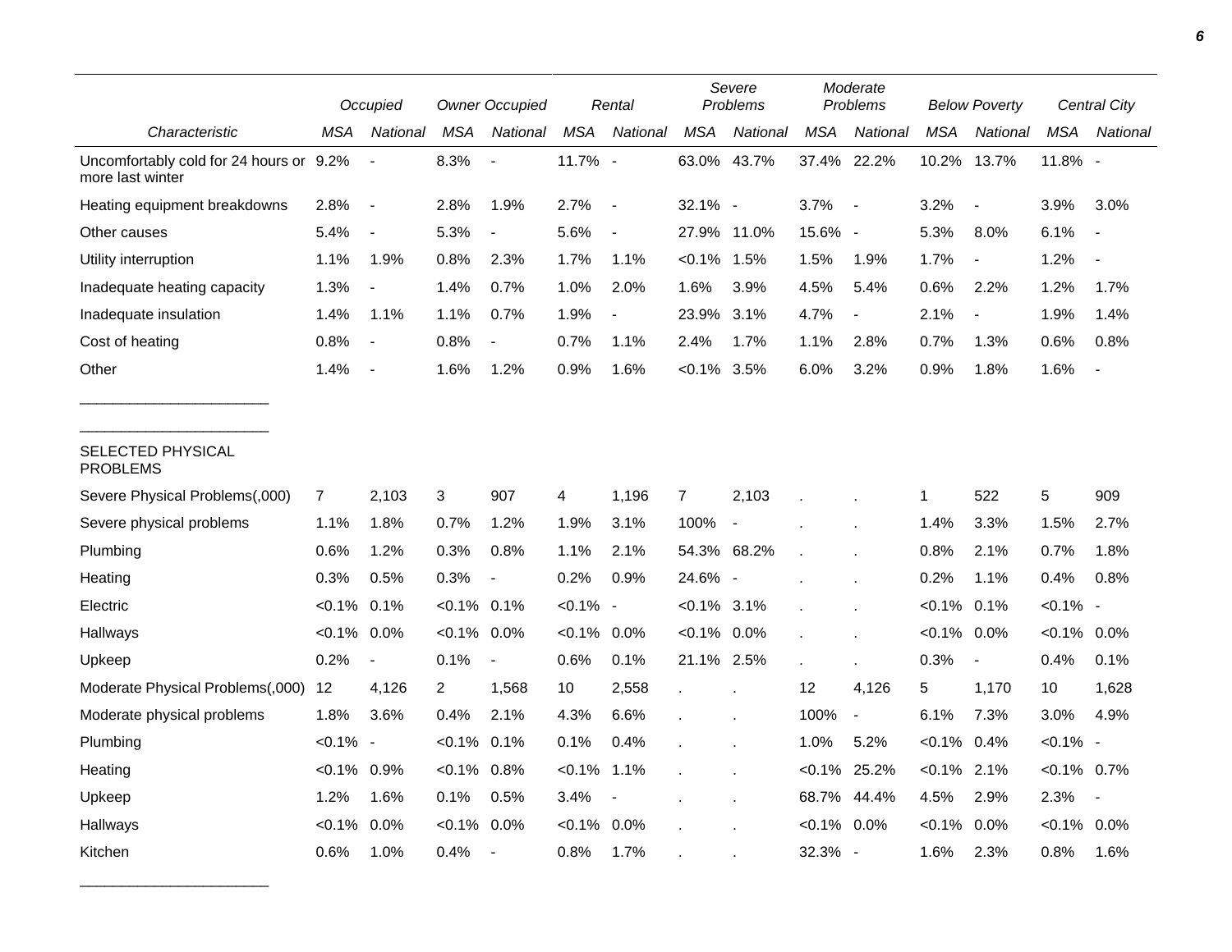| Characteristic | Occupied MSA | Occupied National | Owner Occupied MSA | Owner Occupied National | Rental MSA | Rental National | Severe Problems MSA | Severe Problems National | Moderate Problems MSA | Moderate Problems National | Below Poverty MSA | Below Poverty National | Central City MSA | Central City National |
|---|---|---|---|---|---|---|---|---|---|---|---|---|---|---|
| Uncomfortably cold for 24 hours or more last winter | 9.2% | - | 8.3% | - | 11.7% | - | 63.0% | 43.7% | 37.4% | 22.2% | 10.2% | 13.7% | 11.8% | - |
| Heating equipment breakdowns | 2.8% | - | 2.8% | 1.9% | 2.7% | - | 32.1% | - | 3.7% | - | 3.2% | - | 3.9% | 3.0% |
| Other causes | 5.4% | - | 5.3% | - | 5.6% | - | 27.9% | 11.0% | 15.6% | - | 5.3% | 8.0% | 6.1% | - |
| Utility interruption | 1.1% | 1.9% | 0.8% | 2.3% | 1.7% | 1.1% | <0.1% | 1.5% | 1.5% | 1.9% | 1.7% | - | 1.2% | - |
| Inadequate heating capacity | 1.3% | - | 1.4% | 0.7% | 1.0% | 2.0% | 1.6% | 3.9% | 4.5% | 5.4% | 0.6% | 2.2% | 1.2% | 1.7% |
| Inadequate insulation | 1.4% | 1.1% | 1.1% | 0.7% | 1.9% | - | 23.9% | 3.1% | 4.7% | - | 2.1% | - | 1.9% | 1.4% |
| Cost of heating | 0.8% | - | 0.8% | - | 0.7% | 1.1% | 2.4% | 1.7% | 1.1% | 2.8% | 0.7% | 1.3% | 0.6% | 0.8% |
| Other | 1.4% | - | 1.6% | 1.2% | 0.9% | 1.6% | <0.1% | 3.5% | 6.0% | 3.2% | 0.9% | 1.8% | 1.6% | - |
| SELECTED PHYSICAL PROBLEMS | | | | | | | | | | | | | | |
| Severe Physical Problems(,000) | 7 | 2,103 | 3 | 907 | 4 | 1,196 | 7 | 2,103 | . | . | 1 | 522 | 5 | 909 |
| Severe physical problems | 1.1% | 1.8% | 0.7% | 1.2% | 1.9% | 3.1% | 100% | - | . | . | 1.4% | 3.3% | 1.5% | 2.7% |
| Plumbing | 0.6% | 1.2% | 0.3% | 0.8% | 1.1% | 2.1% | 54.3% | 68.2% | . | . | 0.8% | 2.1% | 0.7% | 1.8% |
| Heating | 0.3% | 0.5% | 0.3% | - | 0.2% | 0.9% | 24.6% | - | . | . | 0.2% | 1.1% | 0.4% | 0.8% |
| Electric | <0.1% | 0.1% | <0.1% | 0.1% | <0.1% | - | <0.1% | 3.1% | . | . | <0.1% | 0.1% | <0.1% | - |
| Hallways | <0.1% | 0.0% | <0.1% | 0.0% | <0.1% | 0.0% | <0.1% | 0.0% | . | . | <0.1% | 0.0% | <0.1% | 0.0% |
| Upkeep | 0.2% | - | 0.1% | - | 0.6% | 0.1% | 21.1% | 2.5% | . | . | 0.3% | - | 0.4% | 0.1% |
| Moderate Physical Problems(,000) | 12 | 4,126 | 2 | 1,568 | 10 | 2,558 | . | . | 12 | 4,126 | 5 | 1,170 | 10 | 1,628 |
| Moderate physical problems | 1.8% | 3.6% | 0.4% | 2.1% | 4.3% | 6.6% | . | . | 100% | - | 6.1% | 7.3% | 3.0% | 4.9% |
| Plumbing | <0.1% | - | <0.1% | 0.1% | 0.1% | 0.4% | . | . | 1.0% | 5.2% | <0.1% | 0.4% | <0.1% | - |
| Heating | <0.1% | 0.9% | <0.1% | 0.8% | <0.1% | 1.1% | . | . | <0.1% | 25.2% | <0.1% | 2.1% | <0.1% | 0.7% |
| Upkeep | 1.2% | 1.6% | 0.1% | 0.5% | 3.4% | - | . | . | 68.7% | 44.4% | 4.5% | 2.9% | 2.3% | - |
| Hallways | <0.1% | 0.0% | <0.1% | 0.0% | <0.1% | 0.0% | . | . | <0.1% | 0.0% | <0.1% | 0.0% | <0.1% | 0.0% |
| Kitchen | 0.6% | 1.0% | 0.4% | - | 0.8% | 1.7% | . | . | 32.3% | - | 1.6% | 2.3% | 0.8% | 1.6% |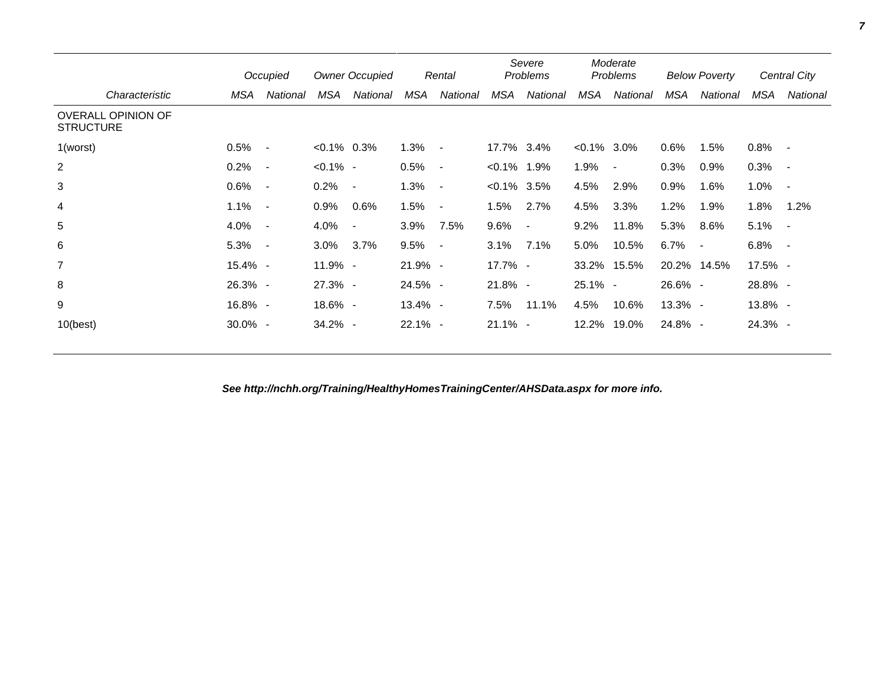| | Occupied | | Owner Occupied | | Rental | | Severe Problems | | Moderate Problems | | Below Poverty | | Central City | |
|---|---|---|---|---|---|---|---|---|---|---|---|---|---|---|
| *Characteristic* | *MSA* | *National* | *MSA* | *National* | *MSA* | *National* | *MSA* | *National* | *MSA* | *National* | *MSA* | *National* | *MSA* | *National* |
| OVERALL OPINION OF STRUCTURE | | | | | | | | | | | | | | |
| 1(worst) | 0.5% | - | <0.1% | 0.3% | 1.3% | - | 17.7% | 3.4% | <0.1% | 3.0% | 0.6% | 1.5% | 0.8% | - |
| 2 | 0.2% | - | <0.1% | - | 0.5% | - | <0.1% | 1.9% | 1.9% | - | 0.3% | 0.9% | 0.3% | - |
| 3 | 0.6% | - | 0.2% | - | 1.3% | - | <0.1% | 3.5% | 4.5% | 2.9% | 0.9% | 1.6% | 1.0% | - |
| 4 | 1.1% | - | 0.9% | 0.6% | 1.5% | - | 1.5% | 2.7% | 4.5% | 3.3% | 1.2% | 1.9% | 1.8% | 1.2% |
| 5 | 4.0% | - | 4.0% | - | 3.9% | 7.5% | 9.6% | - | 9.2% | 11.8% | 5.3% | 8.6% | 5.1% | - |
| 6 | 5.3% | - | 3.0% | 3.7% | 9.5% | - | 3.1% | 7.1% | 5.0% | 10.5% | 6.7% | - | 6.8% | - |
| 7 | 15.4% | - | 11.9% | - | 21.9% | - | 17.7% | - | 33.2% | 15.5% | 20.2% | 14.5% | 17.5% | - |
| 8 | 26.3% | - | 27.3% | - | 24.5% | - | 21.8% | - | 25.1% | - | 26.6% | - | 28.8% | - |
| 9 | 16.8% | - | 18.6% | - | 13.4% | - | 7.5% | 11.1% | 4.5% | 10.6% | 13.3% | - | 13.8% | - |
| 10(best) | 30.0% | - | 34.2% | - | 22.1% | - | 21.1% | - | 12.2% | 19.0% | 24.8% | - | 24.3% | - |

***See http://nchh.org/Training/HealthyHomesTrainingCenter/AHSData.aspx for more info.***